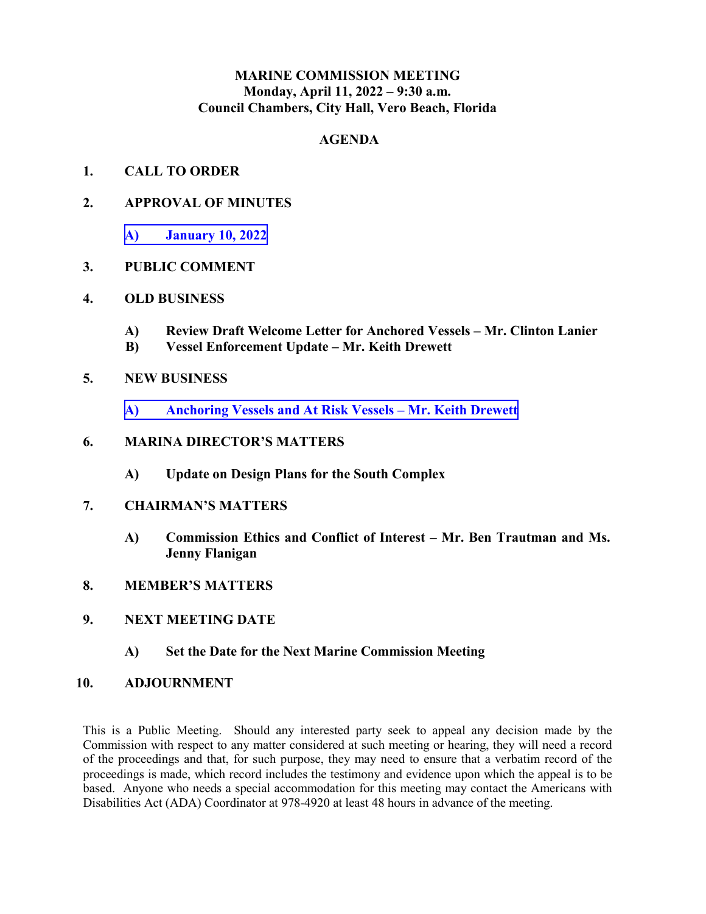# MARINE COMMISSION MEETING
## Monday, April 11, 2022 – 9:30 a.m.
## Council Chambers, City Hall, Vero Beach, Florida

## AGENDA

**1. CALL TO ORDER**

**2. APPROVAL OF MINUTES**

- **A) January 10, 2022**

**3. PUBLIC COMMENT**

**4. OLD BUSINESS**

- **A) Review Draft Welcome Letter for Anchored Vessels – Mr. Clinton Lanier**
- **B) Vessel Enforcement Update – Mr. Keith Drewett**

**5. NEW BUSINESS**

- **A) Anchoring Vessels and At Risk Vessels – Mr. Keith Drewett**

**6. MARINA DIRECTOR'S MATTERS**

- **A) Update on Design Plans for the South Complex**

**7. CHAIRMAN'S MATTERS**

- **A) Commission Ethics and Conflict of Interest – Mr. Ben Trautman and Ms. Jenny Flanigan**

**8. MEMBER'S MATTERS**

**9. NEXT MEETING DATE**

- **A) Set the Date for the Next Marine Commission Meeting**

**10. ADJOURNMENT**

This is a Public Meeting. Should any interested party seek to appeal any decision made by the Commission with respect to any matter considered at such meeting or hearing, they will need a record of the proceedings and that, for such purpose, they may need to ensure that a verbatim record of the proceedings is made, which record includes the testimony and evidence upon which the appeal is to be based. Anyone who needs a special accommodation for this meeting may contact the Americans with Disabilities Act (ADA) Coordinator at 978-4920 at least 48 hours in advance of the meeting.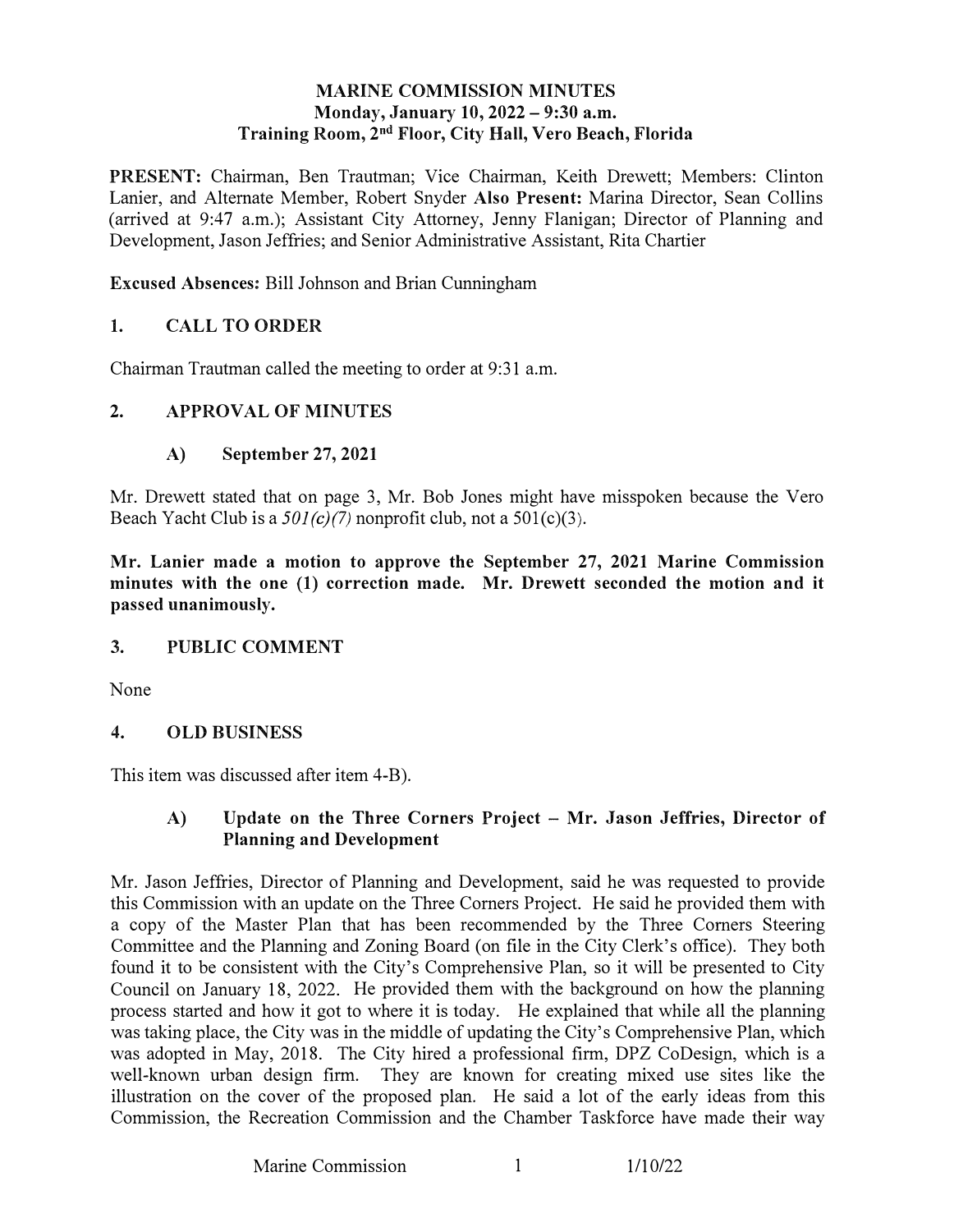# MARINE COMMISSION MINUTES
**Monday, January 10, 2022 – 9:30 a.m.**
**Training Room, 2nd Floor, City Hall, Vero Beach, Florida**

**PRESENT:** Chairman, Ben Trautman; Vice Chairman, Keith Drewett; Members: Clinton Lanier, and Alternate Member, Robert Snyder **Also Present:** Marina Director, Sean Collins (arrived at 9:47 a.m.); Assistant City Attorney, Jenny Flanigan; Director of Planning and Development, Jason Jeffries; and Senior Administrative Assistant, Rita Chartier

**Excused Absences:** Bill Johnson and Brian Cunningham

## 1. CALL TO ORDER

Chairman Trautman called the meeting to order at 9:31 a.m.

## 2. APPROVAL OF MINUTES

### A) September 27, 2021

Mr. Drewett stated that on page 3, Mr. Bob Jones might have misspoken because the Vero Beach Yacht Club is a *501(c)(7)* nonprofit club, not a 501(c)(3).

**Mr. Lanier made a motion to approve the September 27, 2021 Marine Commission minutes with the one (1) correction made. Mr. Drewett seconded the motion and it passed unanimously.**

## 3. PUBLIC COMMENT

None

## 4. OLD BUSINESS

This item was discussed after item 4-B).

### A) Update on the Three Corners Project – Mr. Jason Jeffries, Director of Planning and Development

Mr. Jason Jeffries, Director of Planning and Development, said he was requested to provide this Commission with an update on the Three Corners Project. He said he provided them with a copy of the Master Plan that has been recommended by the Three Corners Steering Committee and the Planning and Zoning Board (on file in the City Clerk's office). They both found it to be consistent with the City's Comprehensive Plan, so it will be presented to City Council on January 18, 2022. He provided them with the background on how the planning process started and how it got to where it is today. He explained that while all the planning was taking place, the City was in the middle of updating the City's Comprehensive Plan, which was adopted in May, 2018. The City hired a professional firm, DPZ CoDesign, which is a well-known urban design firm. They are known for creating mixed use sites like the illustration on the cover of the proposed plan. He said a lot of the early ideas from this Commission, the Recreation Commission and the Chamber Taskforce have made their way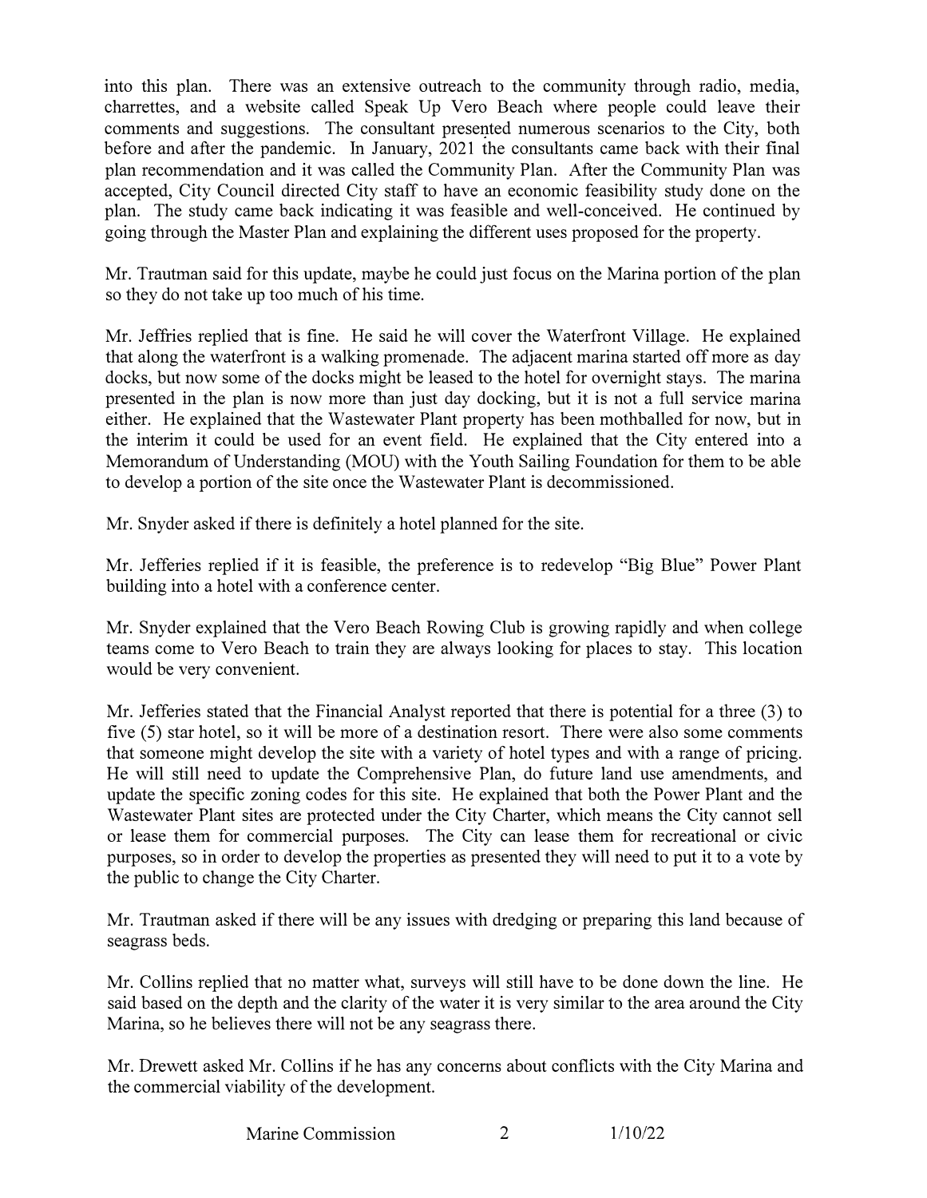into this plan. There was an extensive outreach to the community through radio, media, charrettes, and a website called Speak Up Vero Beach where people could leave their comments and suggestions. The consultant presented numerous scenarios to the City, both before and after the pandemic. In January, 2021 the consultants came back with their final plan recommendation and it was called the Community Plan. After the Community Plan was accepted, City Council directed City staff to have an economic feasibility study done on the plan. The study came back indicating it was feasible and well-conceived. He continued by going through the Master Plan and explaining the different uses proposed for the property.

Mr. Trautman said for this update, maybe he could just focus on the Marina portion of the plan so they do not take up too much of his time.

Mr. Jeffries replied that is fine. He said he will cover the Waterfront Village. He explained that along the waterfront is a walking promenade. The adjacent marina started off more as day docks, but now some of the docks might be leased to the hotel for overnight stays. The marina presented in the plan is now more than just day docking, but it is not a full service marina either. He explained that the Wastewater Plant property has been mothballed for now, but in the interim it could be used for an event field. He explained that the City entered into a Memorandum of Understanding (MOU) with the Youth Sailing Foundation for them to be able to develop a portion of the site once the Wastewater Plant is decommissioned.

Mr. Snyder asked if there is definitely a hotel planned for the site.

Mr. Jefferies replied if it is feasible, the preference is to redevelop "Big Blue" Power Plant building into a hotel with a conference center.

Mr. Snyder explained that the Vero Beach Rowing Club is growing rapidly and when college teams come to Vero Beach to train they are always looking for places to stay. This location would be very convenient.

Mr. Jefferies stated that the Financial Analyst reported that there is potential for a three (3) to five (5) star hotel, so it will be more of a destination resort. There were also some comments that someone might develop the site with a variety of hotel types and with a range of pricing. He will still need to update the Comprehensive Plan, do future land use amendments, and update the specific zoning codes for this site. He explained that both the Power Plant and the Wastewater Plant sites are protected under the City Charter, which means the City cannot sell or lease them for commercial purposes. The City can lease them for recreational or civic purposes, so in order to develop the properties as presented they will need to put it to a vote by the public to change the City Charter.

Mr. Trautman asked if there will be any issues with dredging or preparing this land because of seagrass beds.

Mr. Collins replied that no matter what, surveys will still have to be done down the line. He said based on the depth and the clarity of the water it is very similar to the area around the City Marina, so he believes there will not be any seagrass there.

Mr. Drewett asked Mr. Collins if he has any concerns about conflicts with the City Marina and the commercial viability of the development.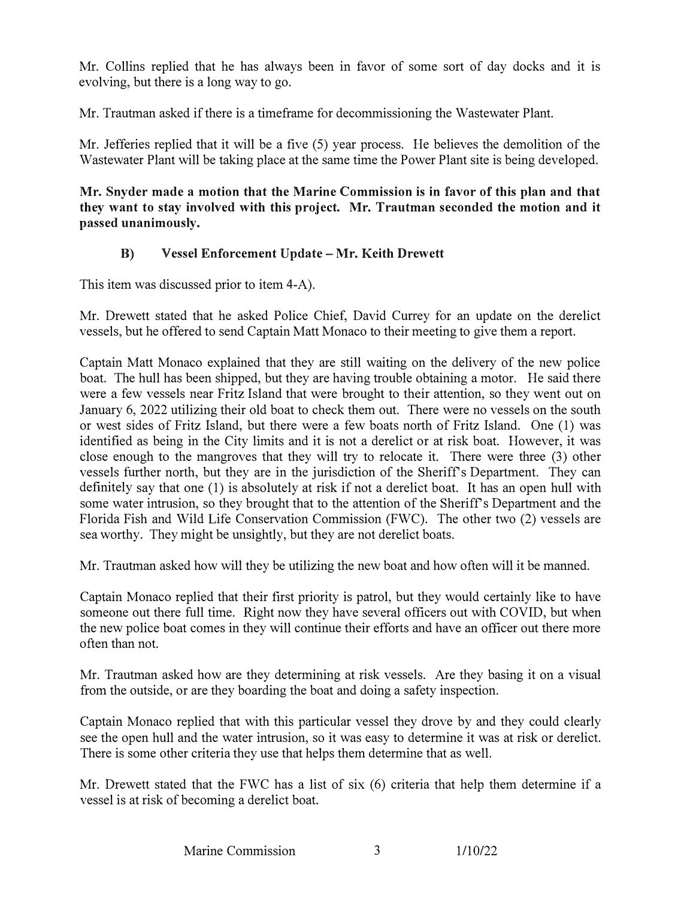Mr. Collins replied that he has always been in favor of some sort of day docks and it is evolving, but there is a long way to go.

Mr. Trautman asked if there is a timeframe for decommissioning the Wastewater Plant.

Mr. Jefferies replied that it will be a five (5) year process. He believes the demolition of the Wastewater Plant will be taking place at the same time the Power Plant site is being developed.

**Mr. Snyder made a motion that the Marine Commission is in favor of this plan and that they want to stay involved with this project. Mr. Trautman seconded the motion and it passed unanimously.**

**B) Vessel Enforcement Update – Mr. Keith Drewett**

This item was discussed prior to item 4-A).

Mr. Drewett stated that he asked Police Chief, David Currey for an update on the derelict vessels, but he offered to send Captain Matt Monaco to their meeting to give them a report.

Captain Matt Monaco explained that they are still waiting on the delivery of the new police boat. The hull has been shipped, but they are having trouble obtaining a motor. He said there were a few vessels near Fritz Island that were brought to their attention, so they went out on January 6, 2022 utilizing their old boat to check them out. There were no vessels on the south or west sides of Fritz Island, but there were a few boats north of Fritz Island. One (1) was identified as being in the City limits and it is not a derelict or at risk boat. However, it was close enough to the mangroves that they will try to relocate it. There were three (3) other vessels further north, but they are in the jurisdiction of the Sheriff's Department. They can definitely say that one (1) is absolutely at risk if not a derelict boat. It has an open hull with some water intrusion, so they brought that to the attention of the Sheriff's Department and the Florida Fish and Wild Life Conservation Commission (FWC). The other two (2) vessels are sea worthy. They might be unsightly, but they are not derelict boats.

Mr. Trautman asked how will they be utilizing the new boat and how often will it be manned.

Captain Monaco replied that their first priority is patrol, but they would certainly like to have someone out there full time. Right now they have several officers out with COVID, but when the new police boat comes in they will continue their efforts and have an officer out there more often than not.

Mr. Trautman asked how are they determining at risk vessels. Are they basing it on a visual from the outside, or are they boarding the boat and doing a safety inspection.

Captain Monaco replied that with this particular vessel they drove by and they could clearly see the open hull and the water intrusion, so it was easy to determine it was at risk or derelict. There is some other criteria they use that helps them determine that as well.

Mr. Drewett stated that the FWC has a list of six (6) criteria that help them determine if a vessel is at risk of becoming a derelict boat.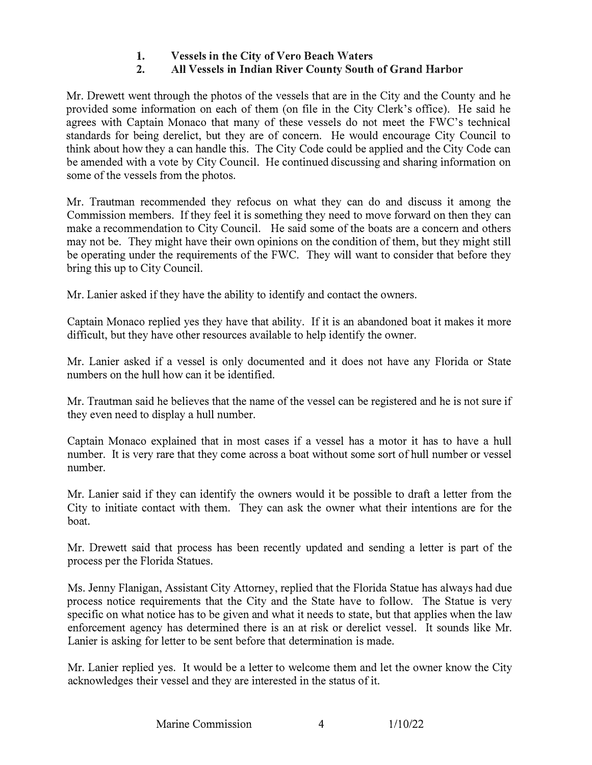1. **Vessels in the City of Vero Beach Waters**
2. **All Vessels in Indian River County South of Grand Harbor**

Mr. Drewett went through the photos of the vessels that are in the City and the County and he provided some information on each of them (on file in the City Clerk's office). He said he agrees with Captain Monaco that many of these vessels do not meet the FWC's technical standards for being derelict, but they are of concern. He would encourage City Council to think about how they a can handle this. The City Code could be applied and the City Code can be amended with a vote by City Council. He continued discussing and sharing information on some of the vessels from the photos.

Mr. Trautman recommended they refocus on what they can do and discuss it among the Commission members. If they feel it is something they need to move forward on then they can make a recommendation to City Council. He said some of the boats are a concern and others may not be. They might have their own opinions on the condition of them, but they might still be operating under the requirements of the FWC. They will want to consider that before they bring this up to City Council.

Mr. Lanier asked if they have the ability to identify and contact the owners.

Captain Monaco replied yes they have that ability. If it is an abandoned boat it makes it more difficult, but they have other resources available to help identify the owner.

Mr. Lanier asked if a vessel is only documented and it does not have any Florida or State numbers on the hull how can it be identified.

Mr. Trautman said he believes that the name of the vessel can be registered and he is not sure if they even need to display a hull number.

Captain Monaco explained that in most cases if a vessel has a motor it has to have a hull number. It is very rare that they come across a boat without some sort of hull number or vessel number.

Mr. Lanier said if they can identify the owners would it be possible to draft a letter from the City to initiate contact with them. They can ask the owner what their intentions are for the boat.

Mr. Drewett said that process has been recently updated and sending a letter is part of the process per the Florida Statues.

Ms. Jenny Flanigan, Assistant City Attorney, replied that the Florida Statue has always had due process notice requirements that the City and the State have to follow. The Statue is very specific on what notice has to be given and what it needs to state, but that applies when the law enforcement agency has determined there is an at risk or derelict vessel. It sounds like Mr. Lanier is asking for letter to be sent before that determination is made.

Mr. Lanier replied yes. It would be a letter to welcome them and let the owner know the City acknowledges their vessel and they are interested in the status of it.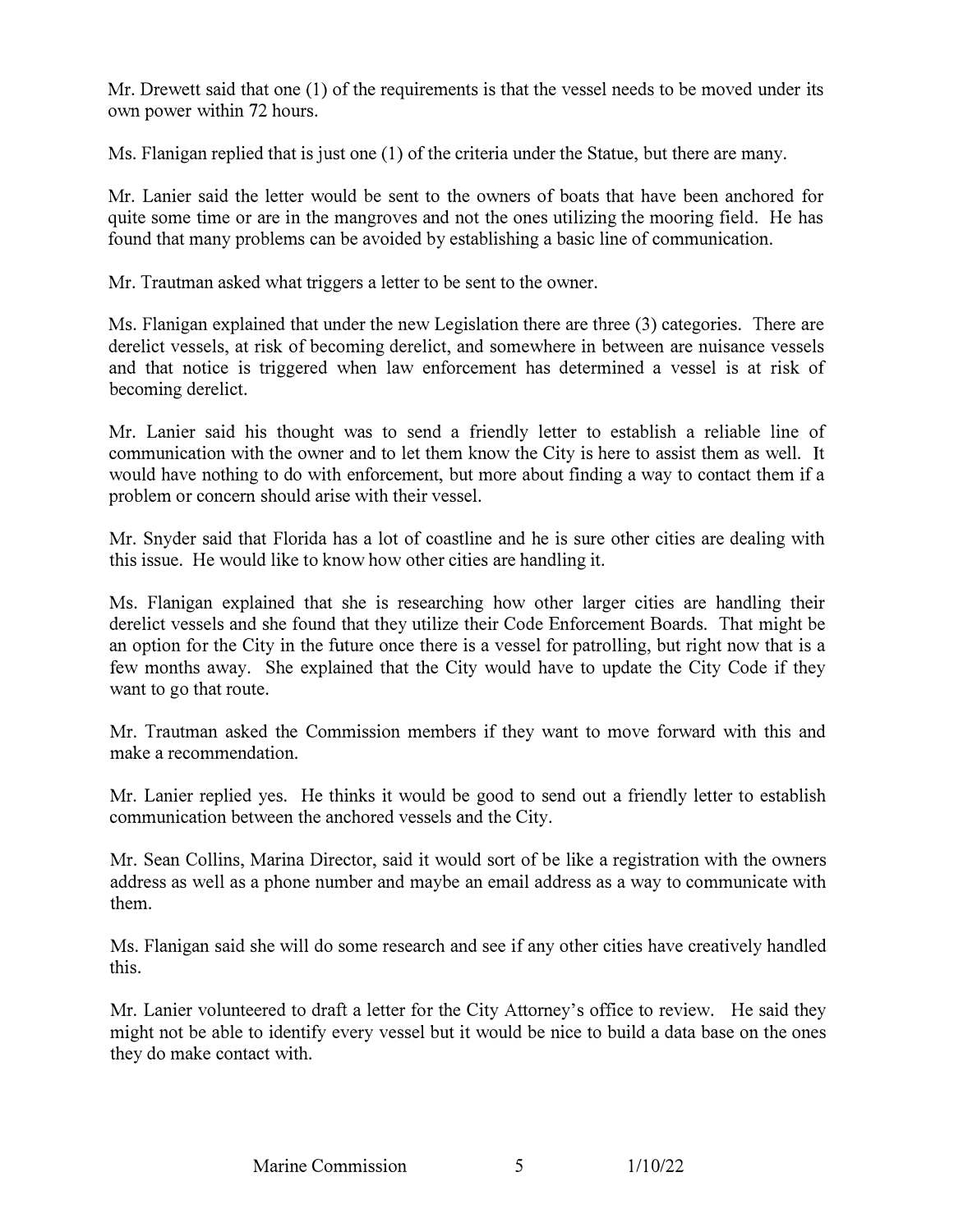Mr. Drewett said that one (1) of the requirements is that the vessel needs to be moved under its own power within 72 hours.

Ms. Flanigan replied that is just one (1) of the criteria under the Statue, but there are many.

Mr. Lanier said the letter would be sent to the owners of boats that have been anchored for quite some time or are in the mangroves and not the ones utilizing the mooring field. He has found that many problems can be avoided by establishing a basic line of communication.

Mr. Trautman asked what triggers a letter to be sent to the owner.

Ms. Flanigan explained that under the new Legislation there are three (3) categories. There are derelict vessels, at risk of becoming derelict, and somewhere in between are nuisance vessels and that notice is triggered when law enforcement has determined a vessel is at risk of becoming derelict.

Mr. Lanier said his thought was to send a friendly letter to establish a reliable line of communication with the owner and to let them know the City is here to assist them as well. It would have nothing to do with enforcement, but more about finding a way to contact them if a problem or concern should arise with their vessel.

Mr. Snyder said that Florida has a lot of coastline and he is sure other cities are dealing with this issue. He would like to know how other cities are handling it.

Ms. Flanigan explained that she is researching how other larger cities are handling their derelict vessels and she found that they utilize their Code Enforcement Boards. That might be an option for the City in the future once there is a vessel for patrolling, but right now that is a few months away. She explained that the City would have to update the City Code if they want to go that route.

Mr. Trautman asked the Commission members if they want to move forward with this and make a recommendation.

Mr. Lanier replied yes. He thinks it would be good to send out a friendly letter to establish communication between the anchored vessels and the City.

Mr. Sean Collins, Marina Director, said it would sort of be like a registration with the owners address as well as a phone number and maybe an email address as a way to communicate with them.

Ms. Flanigan said she will do some research and see if any other cities have creatively handled this.

Mr. Lanier volunteered to draft a letter for the City Attorney's office to review. He said they might not be able to identify every vessel but it would be nice to build a data base on the ones they do make contact with.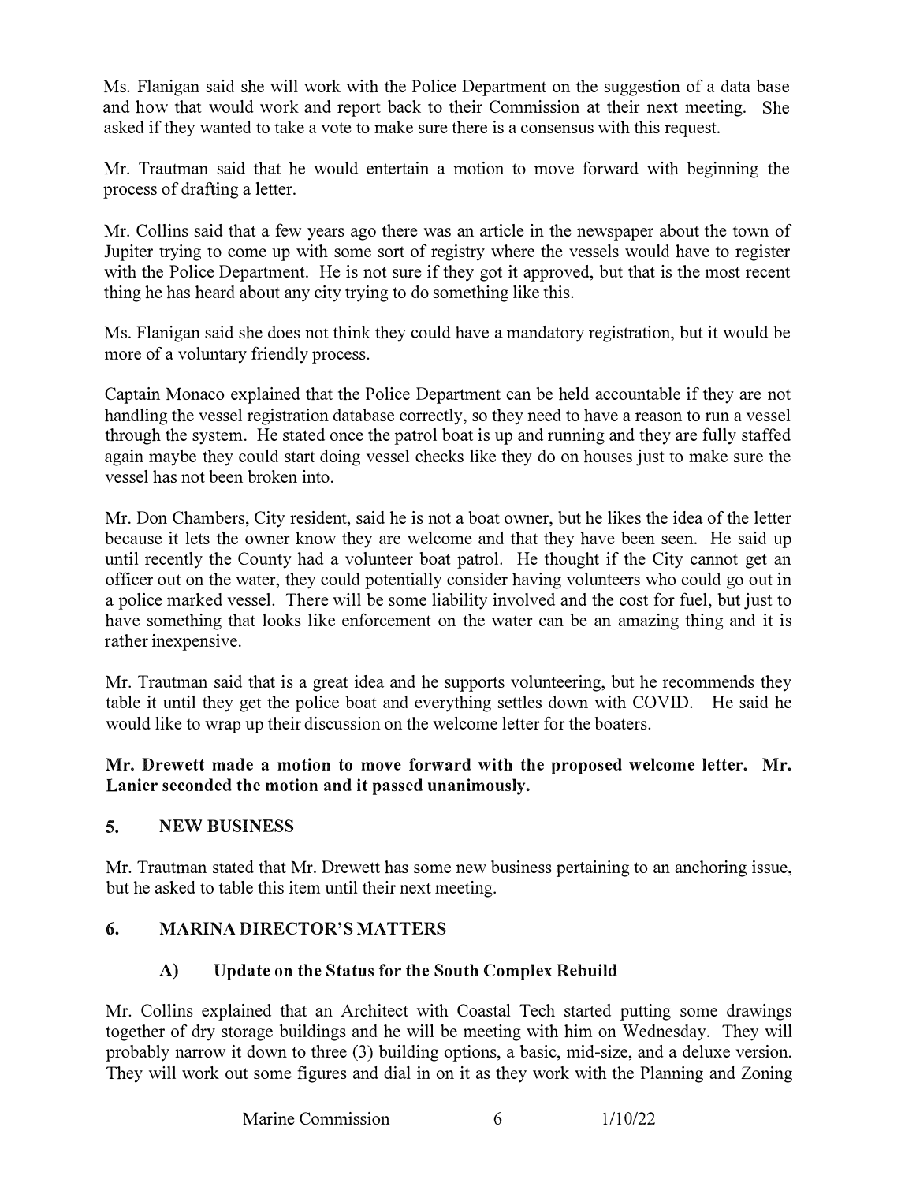Ms. Flanigan said she will work with the Police Department on the suggestion of a data base and how that would work and report back to their Commission at their next meeting. She asked if they wanted to take a vote to make sure there is a consensus with this request.

Mr. Trautman said that he would entertain a motion to move forward with beginning the process of drafting a letter.

Mr. Collins said that a few years ago there was an article in the newspaper about the town of Jupiter trying to come up with some sort of registry where the vessels would have to register with the Police Department. He is not sure if they got it approved, but that is the most recent thing he has heard about any city trying to do something like this.

Ms. Flanigan said she does not think they could have a mandatory registration, but it would be more of a voluntary friendly process.

Captain Monaco explained that the Police Department can be held accountable if they are not handling the vessel registration database correctly, so they need to have a reason to run a vessel through the system. He stated once the patrol boat is up and running and they are fully staffed again maybe they could start doing vessel checks like they do on houses just to make sure the vessel has not been broken into.

Mr. Don Chambers, City resident, said he is not a boat owner, but he likes the idea of the letter because it lets the owner know they are welcome and that they have been seen. He said up until recently the County had a volunteer boat patrol. He thought if the City cannot get an officer out on the water, they could potentially consider having volunteers who could go out in a police marked vessel. There will be some liability involved and the cost for fuel, but just to have something that looks like enforcement on the water can be an amazing thing and it is rather inexpensive.

Mr. Trautman said that is a great idea and he supports volunteering, but he recommends they table it until they get the police boat and everything settles down with COVID. He said he would like to wrap up their discussion on the welcome letter for the boaters.

**Mr. Drewett made a motion to move forward with the proposed welcome letter. Mr. Lanier seconded the motion and it passed unanimously.**

## 5. NEW BUSINESS

Mr. Trautman stated that Mr. Drewett has some new business pertaining to an anchoring issue, but he asked to table this item until their next meeting.

## 6. MARINA DIRECTOR'S MATTERS

### A) Update on the Status for the South Complex Rebuild

Mr. Collins explained that an Architect with Coastal Tech started putting some drawings together of dry storage buildings and he will be meeting with him on Wednesday. They will probably narrow it down to three (3) building options, a basic, mid-size, and a deluxe version. They will work out some figures and dial in on it as they work with the Planning and Zoning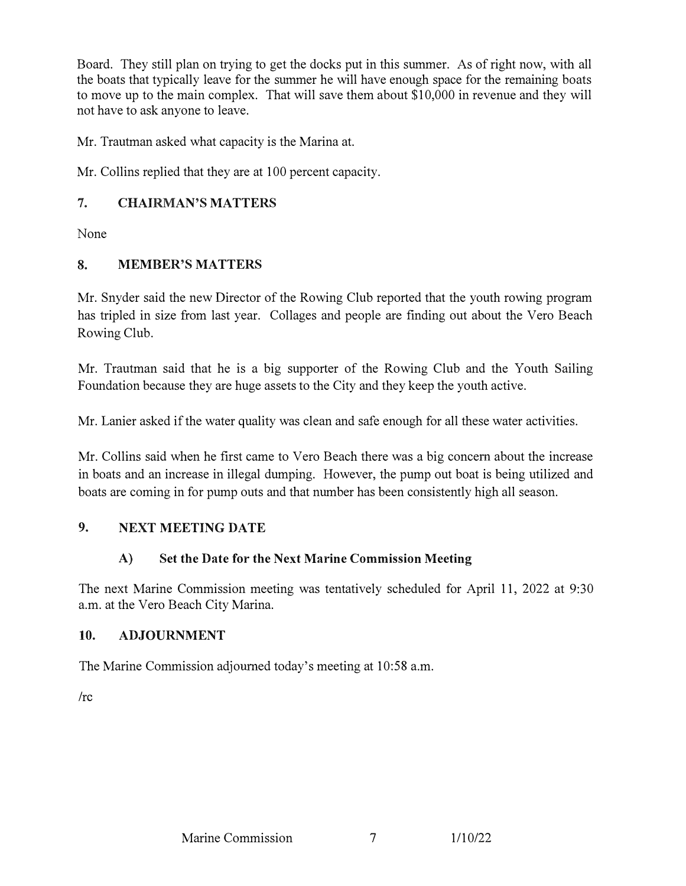Board. They still plan on trying to get the docks put in this summer. As of right now, with all the boats that typically leave for the summer he will have enough space for the remaining boats to move up to the main complex. That will save them about $10,000 in revenue and they will not have to ask anyone to leave.

Mr. Trautman asked what capacity is the Marina at.

Mr. Collins replied that they are at 100 percent capacity.

## 7. CHAIRMAN'S MATTERS

None

## 8. MEMBER'S MATTERS

Mr. Snyder said the new Director of the Rowing Club reported that the youth rowing program has tripled in size from last year. Collages and people are finding out about the Vero Beach Rowing Club.

Mr. Trautman said that he is a big supporter of the Rowing Club and the Youth Sailing Foundation because they are huge assets to the City and they keep the youth active.

Mr. Lanier asked if the water quality was clean and safe enough for all these water activities.

Mr. Collins said when he first came to Vero Beach there was a big concern about the increase in boats and an increase in illegal dumping. However, the pump out boat is being utilized and boats are coming in for pump outs and that number has been consistently high all season.

## 9. NEXT MEETING DATE

### A) Set the Date for the Next Marine Commission Meeting

The next Marine Commission meeting was tentatively scheduled for April 11, 2022 at 9:30 a.m. at the Vero Beach City Marina.

## 10. ADJOURNMENT

The Marine Commission adjourned today's meeting at 10:58 a.m.

/rc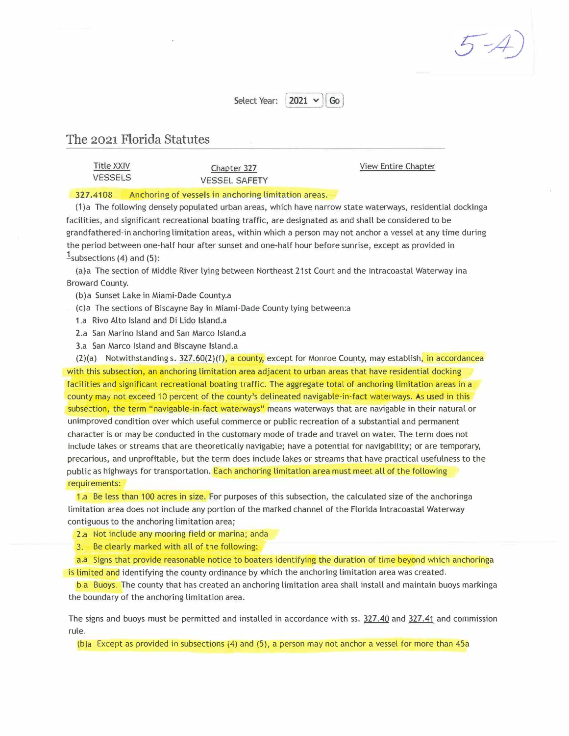5-A)

Select Year: 2021 Go

## The 2021 Florida Statutes

| Title XXIV VESSELS | Chapter 327 VESSEL SAFETY | View Entire Chapter |
|---|---|---|

**327.4108** Anchoring of vessels in anchoring limitation areas.—

(1) The following densely populated urban areas, which have narrow state waterways, residential docking facilities, and significant recreational boating traffic, are designated as and shall be considered to be grandfathered-in anchoring limitation areas, within which a person may not anchor a vessel at any time during the period between one-half hour after sunset and one-half hour before sunrise, except as provided in [1]subsections (4) and (5):

(a) The section of Middle River lying between Northeast 21st Court and the Intracoastal Waterway in Broward County.

(b) Sunset Lake in Miami-Dade County.

(c) The sections of Biscayne Bay in Miami-Dade County lying between:

1. Rivo Alto Island and Di Lido Island.
2. San Marino Island and San Marco Island.
3. San Marco Island and Biscayne Island.

(2)(a) Notwithstanding s. 327.60(2)(f), a county, except for Monroe County, may establish, in accordance with this subsection, an anchoring limitation area adjacent to urban areas that have residential docking facilities and significant recreational boating traffic. The aggregate total of anchoring limitation areas in a county may not exceed 10 percent of the county's delineated navigable-in-fact waterways. As used in this subsection, the term "navigable-in-fact waterways" means waterways that are navigable in their natural or unimproved condition over which useful commerce or public recreation of a substantial and permanent character is or may be conducted in the customary mode of trade and travel on water. The term does not include lakes or streams that are theoretically navigable; have a potential for navigability; or are temporary, precarious, and unprofitable, but the term does include lakes or streams that have practical usefulness to the public as highways for transportation. Each anchoring limitation area must meet all of the following requirements:

1. Be less than 100 acres in size. For purposes of this subsection, the calculated size of the anchoring limitation area does not include any portion of the marked channel of the Florida Intracoastal Waterway contiguous to the anchoring limitation area;
2. Not include any mooring field or marina; and
3. Be clearly marked with all of the following:

a. Signs that provide reasonable notice to boaters identifying the duration of time beyond which anchoring is limited and identifying the county ordinance by which the anchoring limitation area was created.

b. Buoys. The county that has created an anchoring limitation area shall install and maintain buoys marking the boundary of the anchoring limitation area.

The signs and buoys must be permitted and installed in accordance with ss. 327.40 and 327.41 and commission rule.

(b) Except as provided in subsections (4) and (5), a person may not anchor a vessel for more than 45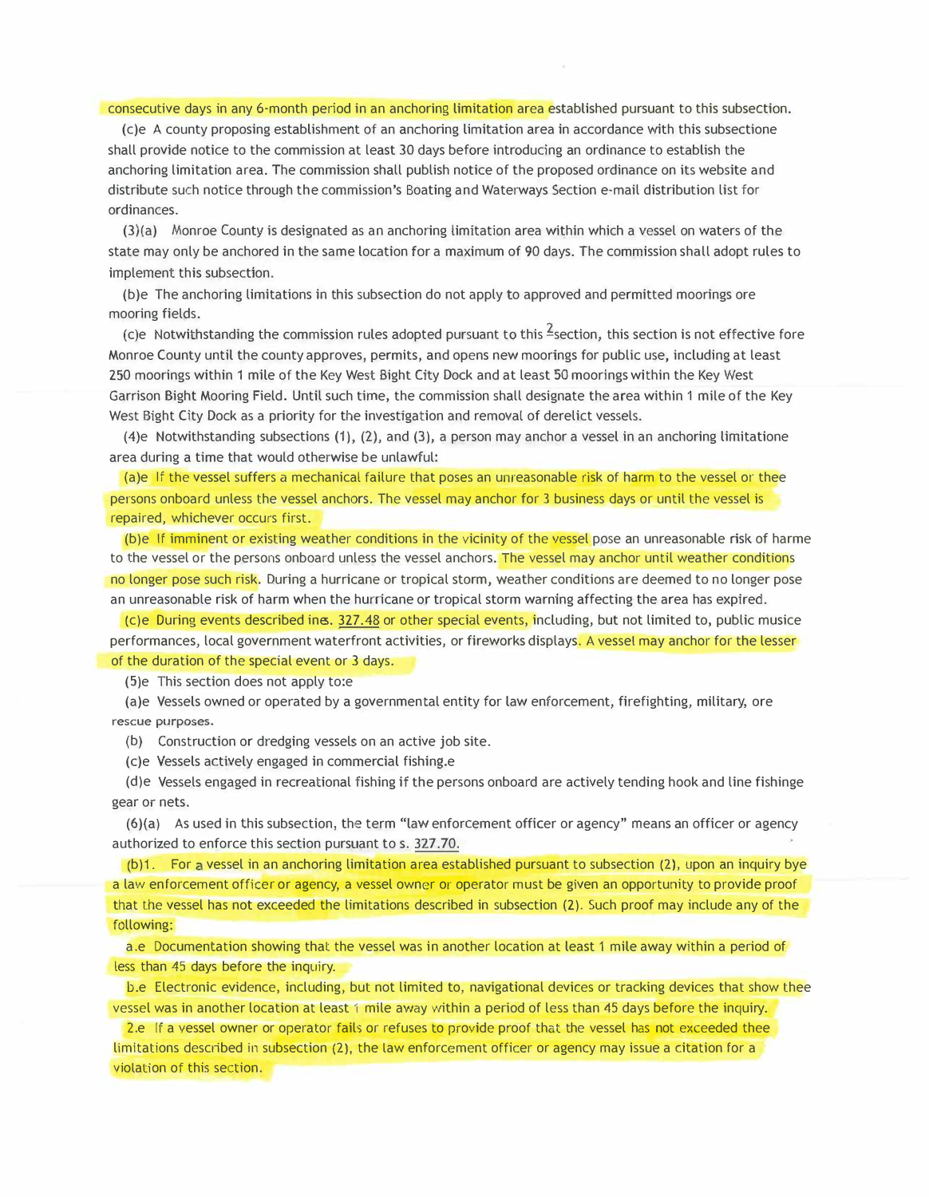consecutive days in any 6-month period in an anchoring limitation area established pursuant to this subsection.

(c) A county proposing establishment of an anchoring limitation area in accordance with this subsection shall provide notice to the commission at least 30 days before introducing an ordinance to establish the anchoring limitation area. The commission shall publish notice of the proposed ordinance on its website and distribute such notice through the commission's Boating and Waterways Section e-mail distribution list for ordinances.

(3)(a) Monroe County is designated as an anchoring limitation area within which a vessel on waters of the state may only be anchored in the same location for a maximum of 90 days. The commission shall adopt rules to implement this subsection.

(b) The anchoring limitations in this subsection do not apply to approved and permitted moorings or mooring fields.

(c) Notwithstanding the commission rules adopted pursuant to this [2]section, this section is not effective for Monroe County until the county approves, permits, and opens new moorings for public use, including at least 250 moorings within 1 mile of the Key West Bight City Dock and at least 50 moorings within the Key West Garrison Bight Mooring Field. Until such time, the commission shall designate the area within 1 mile of the Key West Bight City Dock as a priority for the investigation and removal of derelict vessels.

(4) Notwithstanding subsections (1), (2), and (3), a person may anchor a vessel in an anchoring limitation area during a time that would otherwise be unlawful:

(a) If the vessel suffers a mechanical failure that poses an unreasonable risk of harm to the vessel or the persons onboard unless the vessel anchors. The vessel may anchor for 3 business days or until the vessel is repaired, whichever occurs first.

(b) If imminent or existing weather conditions in the vicinity of the vessel pose an unreasonable risk of harm to the vessel or the persons onboard unless the vessel anchors. The vessel may anchor until weather conditions no longer pose such risk. During a hurricane or tropical storm, weather conditions are deemed to no longer pose an unreasonable risk of harm when the hurricane or tropical storm warning affecting the area has expired.

(c) During events described in s. 327.48 or other special events, including, but not limited to, public music performances, local government waterfront activities, or fireworks displays. A vessel may anchor for the lesser of the duration of the special event or 3 days.

(5) This section does not apply to:

(a) Vessels owned or operated by a governmental entity for law enforcement, firefighting, military, or rescue purposes.

(b) Construction or dredging vessels on an active job site.

(c) Vessels actively engaged in commercial fishing.

(d) Vessels engaged in recreational fishing if the persons onboard are actively tending hook and line fishing gear or nets.

(6)(a) As used in this subsection, the term "law enforcement officer or agency" means an officer or agency authorized to enforce this section pursuant to s. 327.70.

(b)1. For a vessel in an anchoring limitation area established pursuant to subsection (2), upon an inquiry by a law enforcement officer or agency, a vessel owner or operator must be given an opportunity to provide proof that the vessel has not exceeded the limitations described in subsection (2). Such proof may include any of the following:

a. Documentation showing that the vessel was in another location at least 1 mile away within a period of less than 45 days before the inquiry.

b. Electronic evidence, including, but not limited to, navigational devices or tracking devices that show the vessel was in another location at least 1 mile away within a period of less than 45 days before the inquiry.

2. If a vessel owner or operator fails or refuses to provide proof that the vessel has not exceeded the limitations described in subsection (2), the law enforcement officer or agency may issue a citation for a violation of this section.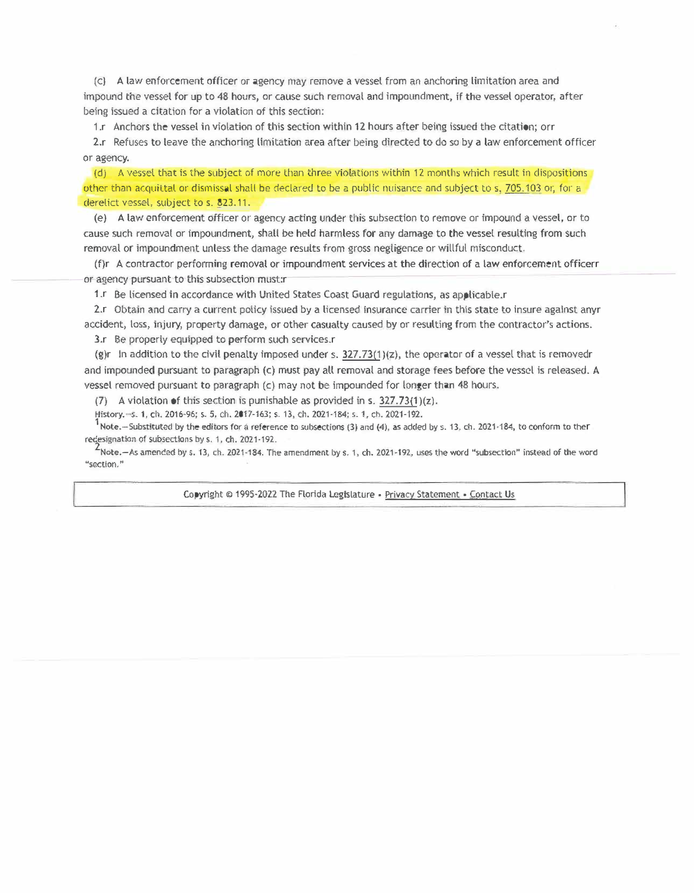(c) A law enforcement officer or agency may remove a vessel from an anchoring limitation area and impound the vessel for up to 48 hours, or cause such removal and impoundment, if the vessel operator, after being issued a citation for a violation of this section:

1. Anchors the vessel in violation of this section within 12 hours after being issued the citation; or

2. Refuses to leave the anchoring limitation area after being directed to do so by a law enforcement officer or agency.

(d) A vessel that is the subject of more than three violations within 12 months which result in dispositions other than acquittal or dismissal shall be declared to be a public nuisance and subject to s. 705.103 or, for a derelict vessel, subject to s. 823.11.

(e) A law enforcement officer or agency acting under this subsection to remove or impound a vessel, or to cause such removal or impoundment, shall be held harmless for any damage to the vessel resulting from such removal or impoundment unless the damage results from gross negligence or willful misconduct.

(f) A contractor performing removal or impoundment services at the direction of a law enforcement officer or agency pursuant to this subsection must:

1. Be licensed in accordance with United States Coast Guard regulations, as applicable.

2. Obtain and carry a current policy issued by a licensed insurance carrier in this state to insure against any accident, loss, injury, property damage, or other casualty caused by or resulting from the contractor's actions.

3. Be properly equipped to perform such services.

(g) In addition to the civil penalty imposed under s. 327.73(1)(z), the operator of a vessel that is removed and impounded pursuant to paragraph (c) must pay all removal and storage fees before the vessel is released. A vessel removed pursuant to paragraph (c) may not be impounded for longer than 48 hours.

(7) A violation of this section is punishable as provided in s. 327.73(1)(z).

History.—s. 1, ch. 2016-96; s. 5, ch. 2017-163; s. 13, ch. 2021-184; s. 1, ch. 2021-192.

[1] Note.—Substituted by the editors for a reference to subsections (3) and (4), as added by s. 13, ch. 2021-184, to conform to the redesignation of subsections by s. 1, ch. 2021-192.

[2] Note.—As amended by s. 13, ch. 2021-184. The amendment by s. 1, ch. 2021-192, uses the word "subsection" instead of the word "section."

Copyright © 1995-2022 The Florida Legislature • Privacy Statement • Contact Us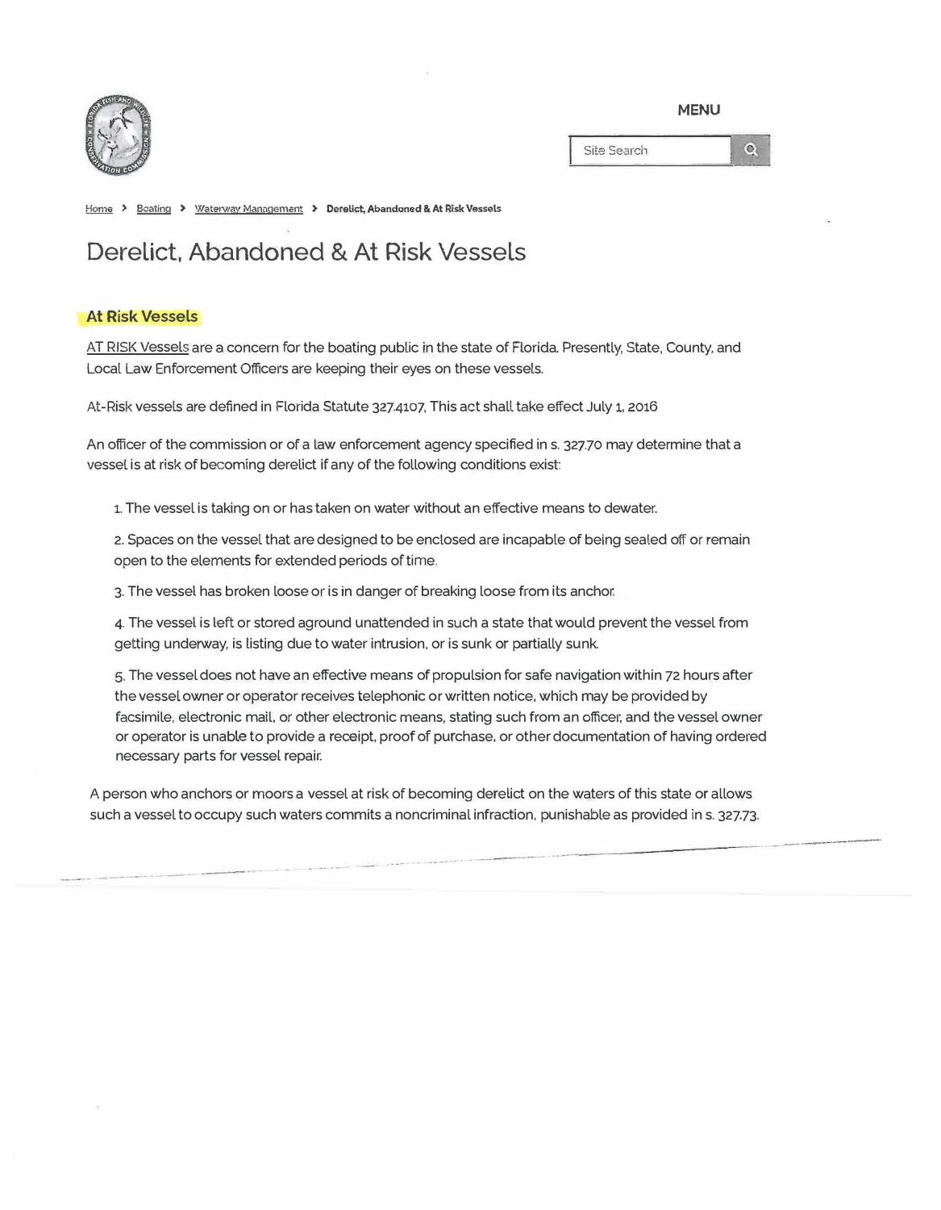MENU

Site Search

Home > Boating > Waterway Management > Derelict, Abandoned & At Risk Vessels

# Derelict, Abandoned & At Risk Vessels

## At Risk Vessels

AT RISK Vessels are a concern for the boating public in the state of Florida. Presently, State, County, and Local Law Enforcement Officers are keeping their eyes on these vessels.

At-Risk vessels are defined in Florida Statute 327.4107, This act shall take effect July 1, 2016

An officer of the commission or of a law enforcement agency specified in s. 327.70 may determine that a vessel is at risk of becoming derelict if any of the following conditions exist:

1. The vessel is taking on or has taken on water without an effective means to dewater.

2. Spaces on the vessel that are designed to be enclosed are incapable of being sealed off or remain open to the elements for extended periods of time.

3. The vessel has broken loose or is in danger of breaking loose from its anchor.

4. The vessel is left or stored aground unattended in such a state that would prevent the vessel from getting underway, is listing due to water intrusion, or is sunk or partially sunk.

5. The vessel does not have an effective means of propulsion for safe navigation within 72 hours after the vessel owner or operator receives telephonic or written notice, which may be provided by facsimile, electronic mail, or other electronic means, stating such from an officer, and the vessel owner or operator is unable to provide a receipt, proof of purchase, or other documentation of having ordered necessary parts for vessel repair.

A person who anchors or moors a vessel at risk of becoming derelict on the waters of this state or allows such a vessel to occupy such waters commits a noncriminal infraction, punishable as provided in s. 327.73.